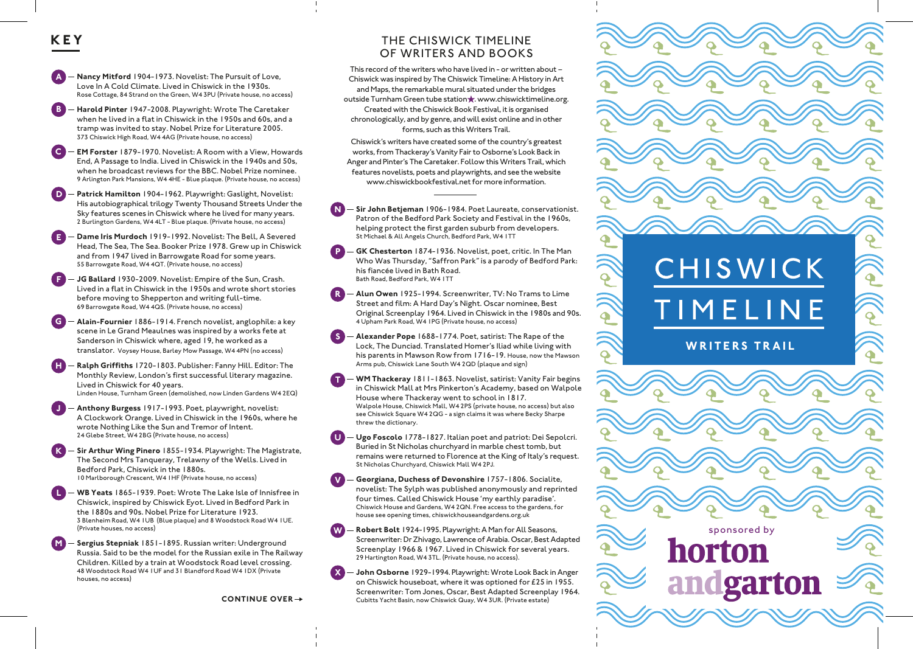## KEY

**A** — **Nancy Mitford** 1904–1973. Novelist: The Pursuit of Love, Love In A Cold Climate. Lived in Chiswick in the 1930s.
Rose Cottage, 84 Strand on the Green, W4 3PU (Private house, no access)

**B** — **Harold Pinter** 1947–2008. Playwright: Wrote The Caretaker when he lived in a flat in Chiswick in the 1950s and 60s, and a tramp was invited to stay. Nobel Prize for Literature 2005.
373 Chiswick High Road, W4 4AG (Private house, no access)

**C** — **EM Forster** 1879–1970. Novelist: A Room with a View, Howards End, A Passage to India. Lived in Chiswick in the 1940s and 50s, when he broadcast reviews for the BBC. Nobel Prize nominee.
9 Arlington Park Mansions, W4 4HE - Blue plaque. (Private house, no access)

**D** — **Patrick Hamilton** 1904–1962. Playwright: Gaslight, Novelist: His autobiographical trilogy Twenty Thousand Streets Under the Sky features scenes in Chiswick where he lived for many years.
2 Burlington Gardens, W4 4LT - Blue plaque. (Private house, no access)

**E** — **Dame Iris Murdoch** 1919–1992. Novelist: The Bell, A Severed Head, The Sea, The Sea. Booker Prize 1978. Grew up in Chiswick and from 1947 lived in Barrowgate Road for some years.
55 Barrowgate Road, W4 4QT. (Private house, no access)

**F** — **JG Ballard** 1930–2009. Novelist: Empire of the Sun, Crash. Lived in a flat in Chiswick in the 1950s and wrote short stories before moving to Shepperton and writing full-time.
69 Barrowgate Road, W4 4QS. (Private house, no access)

**G** — **Alain-Fournier** 1886–1914. French novelist, anglophile: a key scene in Le Grand Meaulnes was inspired by a works fete at Sanderson in Chiswick where, aged 19, he worked as a translator. Voysey House, Barley Mow Passage, W4 4PN (no access)

**H** — **Ralph Griffiths** 1720–1803. Publisher: Fanny Hill. Editor: The Monthly Review, London's first successful literary magazine. Lived in Chiswick for 40 years.
Linden House, Turnham Green (demolished, now Linden Gardens W4 2EQ)

**J** — **Anthony Burgess** 1917–1993. Poet, playwright, novelist: A Clockwork Orange. Lived in Chiswick in the 1960s, where he wrote Nothing Like the Sun and Tremor of Intent.
24 Glebe Street, W4 2BG (Private house, no access)

**K** — **Sir Arthur Wing Pinero** 1855–1934. Playwright: The Magistrate, The Second Mrs Tanqueray, Trelawny of the Wells. Lived in Bedford Park, Chiswick in the 1880s.
10 Marlborough Crescent, W4 1HF (Private house, no access)

**L** — **WB Yeats** 1865–1939. Poet: Wrote The Lake Isle of Innisfree in Chiswick, inspired by Chiswick Eyot. Lived in Bedford Park in the 1880s and 90s. Nobel Prize for Literature 1923.
3 Blenheim Road, W4 1UB (Blue plaque) and 8 Woodstock Road W4 1UE. (Private houses, no access)

**M** — **Sergius Stepniak** 1851–1895. Russian writer: Underground Russia. Said to be the model for the Russian exile in The Railway Children. Killed by a train at Woodstock Road level crossing.
48 Woodstock Road W4 1UF and 31 Blandford Road W4 1DX (Private houses, no access)

**CONTINUE OVER →**

## THE CHISWICK TIMELINE OF WRITERS AND BOOKS

This record of the writers who have lived in - or written about – Chiswick was inspired by The Chiswick Timeline: A History in Art and Maps, the remarkable mural situated under the bridges outside Turnham Green tube station★. www.chiswicktimeline.org. Created with the Chiswick Book Festival, it is organised chronologically, and by genre, and will exist online and in other forms, such as this Writers Trail.

Chiswick's writers have created some of the country's greatest works, from Thackeray's Vanity Fair to Osborne's Look Back in Anger and Pinter's The Caretaker. Follow this Writers Trail, which features novelists, poets and playwrights, and see the website www.chiswickbookfestival.net for more information.

---

**N** — **Sir John Betjeman** 1906–1984. Poet Laureate, conservationist. Patron of the Bedford Park Society and Festival in the 1960s, helping protect the first garden suburb from developers.
St Michael & All Angels Church, Bedford Park, W4 1TT

**P** — **GK Chesterton** 1874–1936. Novelist, poet, critic. In The Man Who Was Thursday, "Saffron Park" is a parody of Bedford Park: his fiancée lived in Bath Road.
Bath Road, Bedford Park, W4 1TT

**R** — **Alun Owen** 1925–1994. Screenwriter, TV: No Trams to Lime Street and film: A Hard Day's Night. Oscar nominee, Best Original Screenplay 1964. Lived in Chiswick in the 1980s and 90s.
4 Upham Park Road, W4 1PG (Private house, no access)

**S** — **Alexander Pope** 1688–1774. Poet, satirist: The Rape of the Lock, The Dunciad. Translated Homer's Iliad while living with his parents in Mawson Row from 1716–19. House, now the Mawson Arms pub, Chiswick Lane South W4 2QD (plaque and sign)

**T** — **WM Thackeray** 1811–1863. Novelist, satirist: Vanity Fair begins in Chiswick Mall at Mrs Pinkerton's Academy, based on Walpole House where Thackeray went to school in 1817.
Walpole House, Chiswick Mall, W4 2PS (private house, no access) but also see Chiswick Square W4 2QG - a sign claims it was where Becky Sharpe threw the dictionary.

**U** — **Ugo Foscolo** 1778–1827. Italian poet and patriot: Dei Sepolcri. Buried in St Nicholas churchyard in marble chest tomb, but remains were returned to Florence at the King of Italy's request.
St Nicholas Churchyard, Chiswick Mall W4 2PJ.

**V** — **Georgiana, Duchess of Devonshire** 1757–1806. Socialite, novelist: The Sylph was published anonymously and reprinted four times. Called Chiswick House 'my earthly paradise'.
Chiswick House and Gardens, W4 2QN. Free access to the gardens, for house see opening times, chiswickhouseandgardens.org.uk

**W** — **Robert Bolt** 1924–1995. Playwright: A Man for All Seasons, Screenwriter: Dr Zhivago, Lawrence of Arabia. Oscar, Best Adapted Screenplay 1966 & 1967. Lived in Chiswick for several years.
29 Hartington Road, W4 3TL. (Private house, no access).

**X** — **John Osborne** 1929–1994. Playwright: Wrote Look Back in Anger on Chiswick houseboat, where it was optioned for £25 in 1955. Screenwriter: Tom Jones, Oscar, Best Adapted Screenplay 1964.
Cubitts Yacht Basin, now Chiswick Quay, W4 3UR. (Private estate)

# CHISWICK TIMELINE

## WRITERS TRAIL

sponsored by
**horton andgarton**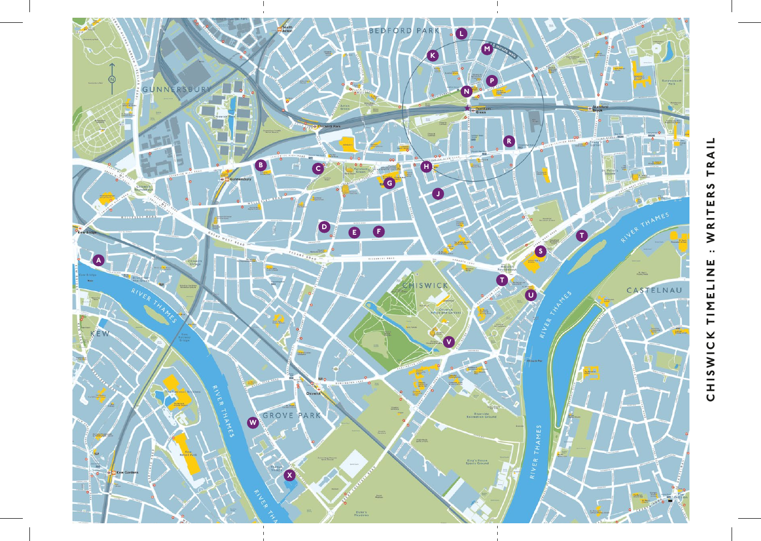# CHISWICK TIMELINE : WRITERS TRAIL

BEDFORD PARK

GUNNERSBURY

CHISWICK

GROVE PARK

KEW

CASTELNAU

RIVER THAMES

5 minute walk

A B C D E F G H J K L M N P R S T U V W X